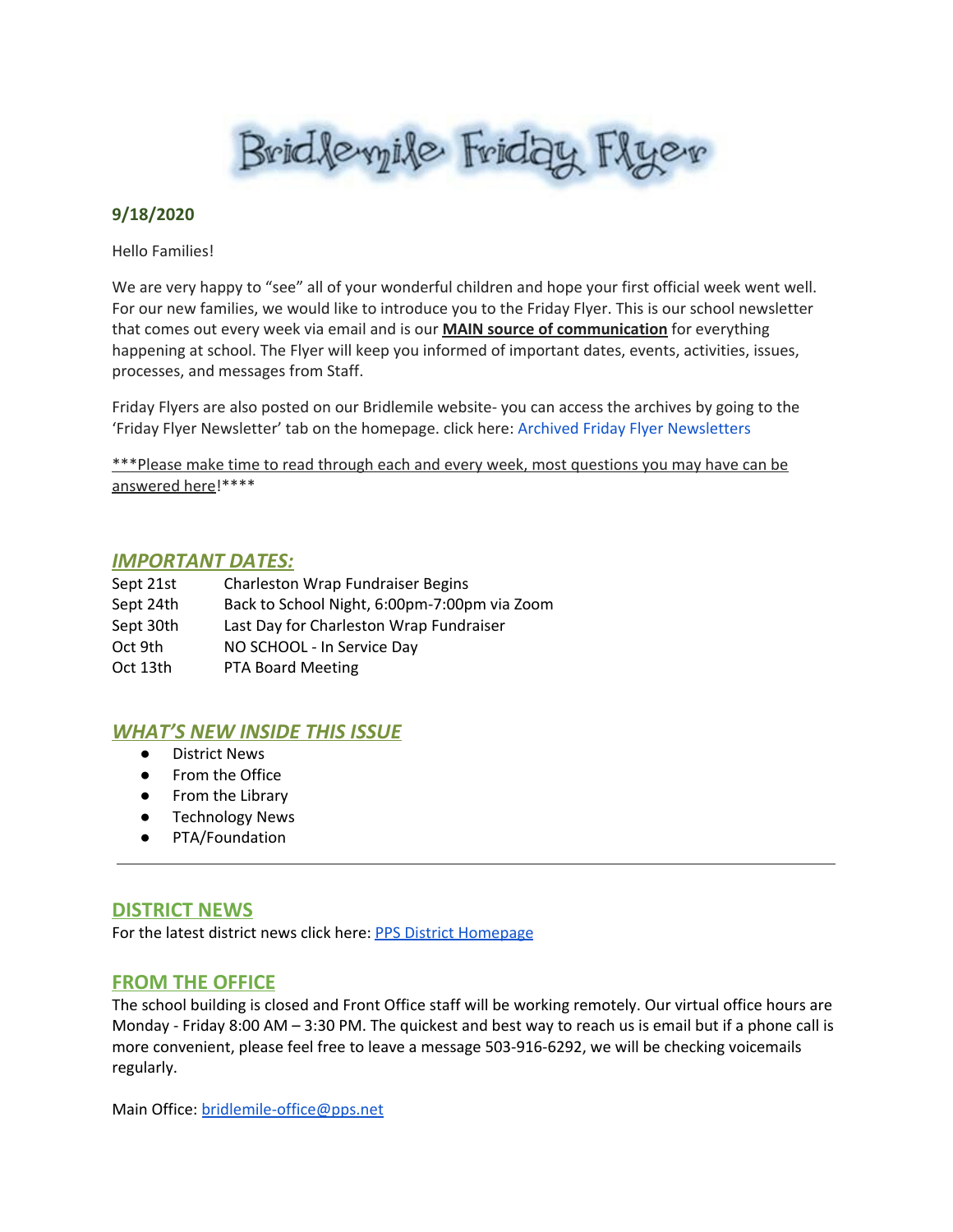# Bridlemile Friday Flyer

**9/18/2020**

Hello Families!

We are very happy to "see" all of your wonderful children and hope your first official week went well. For our new families, we would like to introduce you to the Friday Flyer. This is our school newsletter that comes out every week via email and is our **MAIN source of communication** for everything happening at school. The Flyer will keep you informed of important dates, events, activities, issues, processes, and messages from Staff.

Friday Flyers are also posted on our Bridlemile website- you can access the archives by going to the 'Friday Flyer Newsletter' tab on the homepage. click here: Archived Friday Flyer Newsletters

***Please make time to read through each and every week, most questions you may have can be answered here!****

## *IMPORTANT DATES:*

| | |
|---|---|
| Sept 21st | Charleston Wrap Fundraiser Begins |
| Sept 24th | Back to School Night, 6:00pm-7:00pm via Zoom |
| Sept 30th | Last Day for Charleston Wrap Fundraiser |
| Oct 9th | NO SCHOOL - In Service Day |
| Oct 13th | PTA Board Meeting |

## *WHAT'S NEW INSIDE THIS ISSUE*

- District News
- From the Office
- From the Library
- Technology News
- PTA/Foundation

---

## DISTRICT NEWS

For the latest district news click here: PPS District Homepage

## FROM THE OFFICE

The school building is closed and Front Office staff will be working remotely. Our virtual office hours are Monday - Friday 8:00 AM – 3:30 PM. The quickest and best way to reach us is email but if a phone call is more convenient, please feel free to leave a message 503-916-6292, we will be checking voicemails regularly.

Main Office: bridlemile-office@pps.net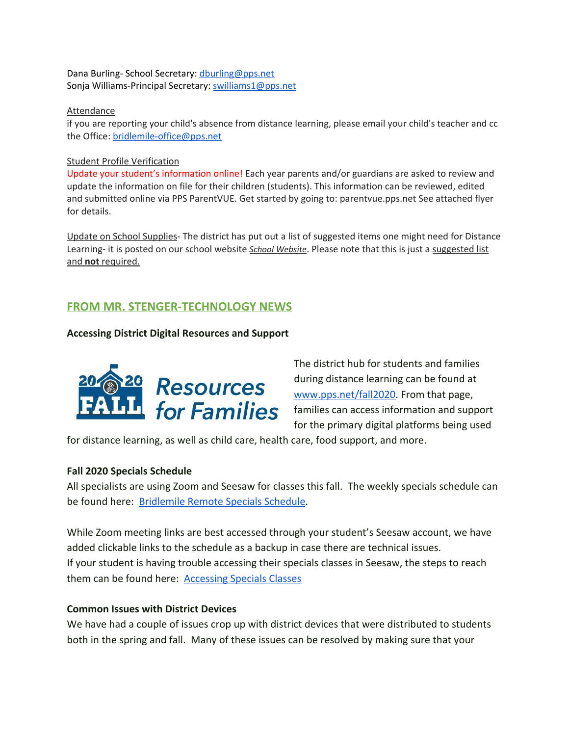Dana Burling- School Secretary: dburling@pps.net
Sonja Williams-Principal Secretary: swilliams1@pps.net

Attendance
if you are reporting your child's absence from distance learning, please email your child's teacher and cc the Office: bridlemile-office@pps.net

Student Profile Verification
Update your student's information online! Each year parents and/or guardians are asked to review and update the information on file for their children (students). This information can be reviewed, edited and submitted online via PPS ParentVUE. Get started by going to: parentvue.pps.net See attached flyer for details.

Update on School Supplies- The district has put out a list of suggested items one might need for Distance Learning- it is posted on our school website *School Website*. Please note that this is just a suggested list and **not** required.

## FROM MR. STENGER-TECHNOLOGY NEWS

**Accessing District Digital Resources and Support**

2020 FALL Resources for Families

The district hub for students and families during distance learning can be found at www.pps.net/fall2020. From that page, families can access information and support for the primary digital platforms being used for distance learning, as well as child care, health care, food support, and more.

**Fall 2020 Specials Schedule**

All specialists are using Zoom and Seesaw for classes this fall. The weekly specials schedule can be found here: Bridlemile Remote Specials Schedule.

While Zoom meeting links are best accessed through your student's Seesaw account, we have added clickable links to the schedule as a backup in case there are technical issues.
If your student is having trouble accessing their specials classes in Seesaw, the steps to reach them can be found here: Accessing Specials Classes

**Common Issues with District Devices**

We have had a couple of issues crop up with district devices that were distributed to students both in the spring and fall. Many of these issues can be resolved by making sure that your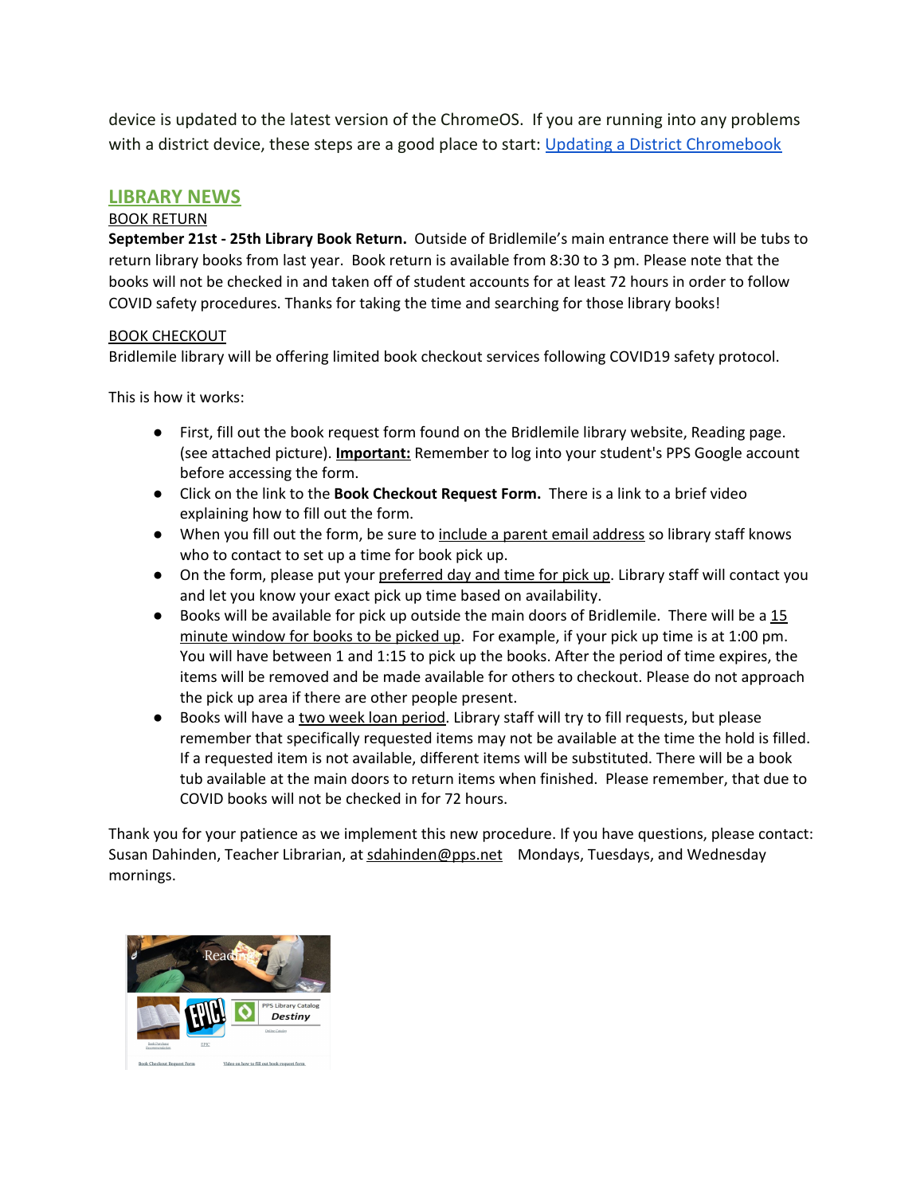device is updated to the latest version of the ChromeOS. If you are running into any problems with a district device, these steps are a good place to start: [Updating a District Chromebook]

## LIBRARY NEWS

BOOK RETURN

**September 21st - 25th Library Book Return.** Outside of Bridlemile's main entrance there will be tubs to return library books from last year. Book return is available from 8:30 to 3 pm. Please note that the books will not be checked in and taken off of student accounts for at least 72 hours in order to follow COVID safety procedures. Thanks for taking the time and searching for those library books!

BOOK CHECKOUT

Bridlemile library will be offering limited book checkout services following COVID19 safety protocol.

This is how it works:

- First, fill out the book request form found on the Bridlemile library website, Reading page. (see attached picture). **Important:** Remember to log into your student's PPS Google account before accessing the form.
- Click on the link to the **Book Checkout Request Form.** There is a link to a brief video explaining how to fill out the form.
- When you fill out the form, be sure to include a parent email address so library staff knows who to contact to set up a time for book pick up.
- On the form, please put your preferred day and time for pick up. Library staff will contact you and let you know your exact pick up time based on availability.
- Books will be available for pick up outside the main doors of Bridlemile. There will be a 15 minute window for books to be picked up. For example, if your pick up time is at 1:00 pm. You will have between 1 and 1:15 to pick up the books. After the period of time expires, the items will be removed and be made available for others to checkout. Please do not approach the pick up area if there are other people present.
- Books will have a two week loan period. Library staff will try to fill requests, but please remember that specifically requested items may not be available at the time the hold is filled. If a requested item is not available, different items will be substituted. There will be a book tub available at the main doors to return items when finished. Please remember, that due to COVID books will not be checked in for 72 hours.

Thank you for your patience as we implement this new procedure. If you have questions, please contact: Susan Dahinden, Teacher Librarian, at sdahinden@pps.net Mondays, Tuesdays, and Wednesday mornings.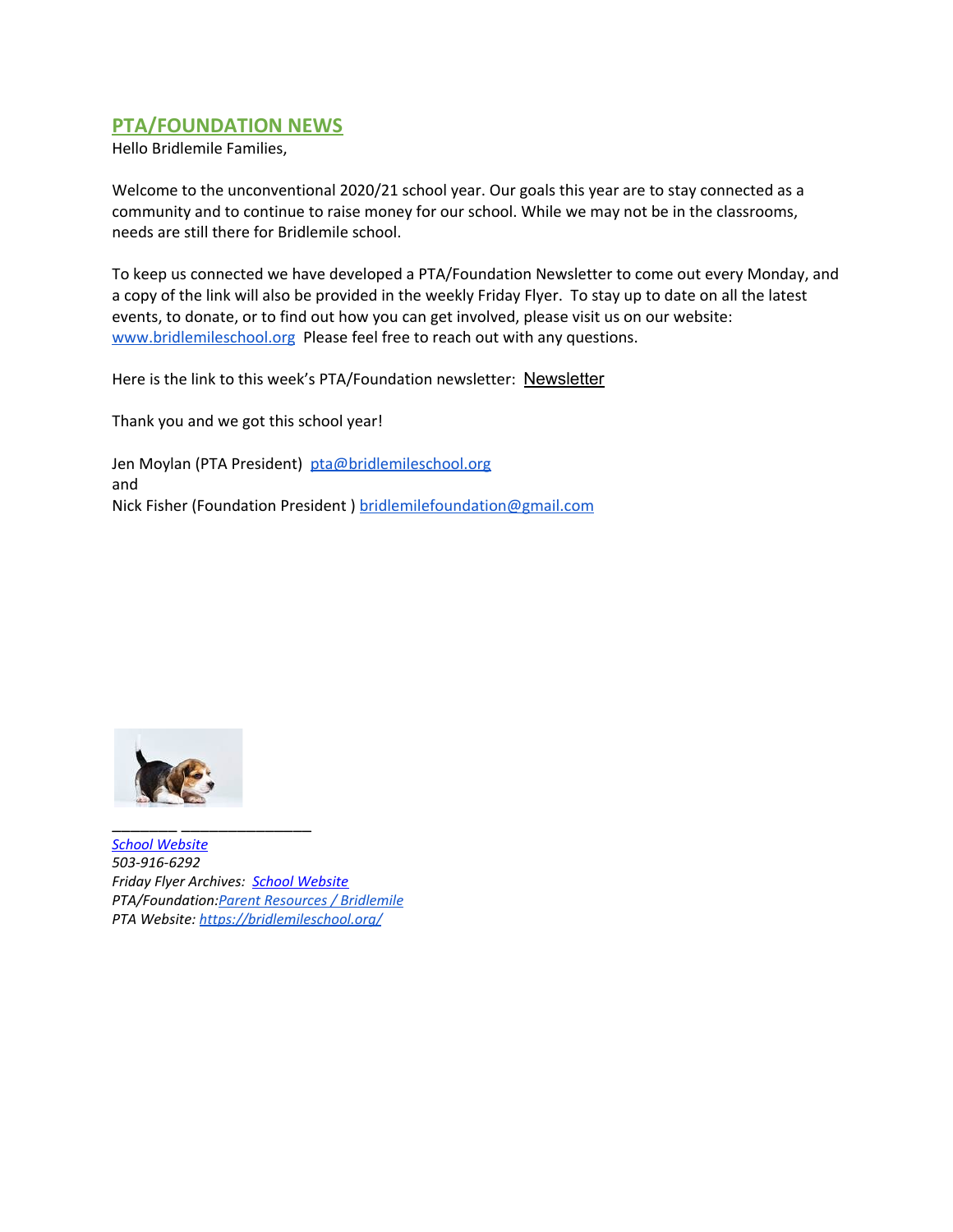## PTA/FOUNDATION NEWS

Hello Bridlemile Families,

Welcome to the unconventional 2020/21 school year. Our goals this year are to stay connected as a community and to continue to raise money for our school. While we may not be in the classrooms, needs are still there for Bridlemile school.

To keep us connected we have developed a PTA/Foundation Newsletter to come out every Monday, and a copy of the link will also be provided in the weekly Friday Flyer. To stay up to date on all the latest events, to donate, or to find out how you can get involved, please visit us on our website: www.bridlemileschool.org Please feel free to reach out with any questions.

Here is the link to this week's PTA/Foundation newsletter: Newsletter

Thank you and we got this school year!

Jen Moylan (PTA President) pta@bridlemileschool.org
and
Nick Fisher (Foundation President ) bridlemilefoundation@gmail.com

________ ________________

*School Website*
*503-916-6292*
*Friday Flyer Archives: School Website*
*PTA/Foundation: Parent Resources / Bridlemile*
*PTA Website: https://bridlemileschool.org/*